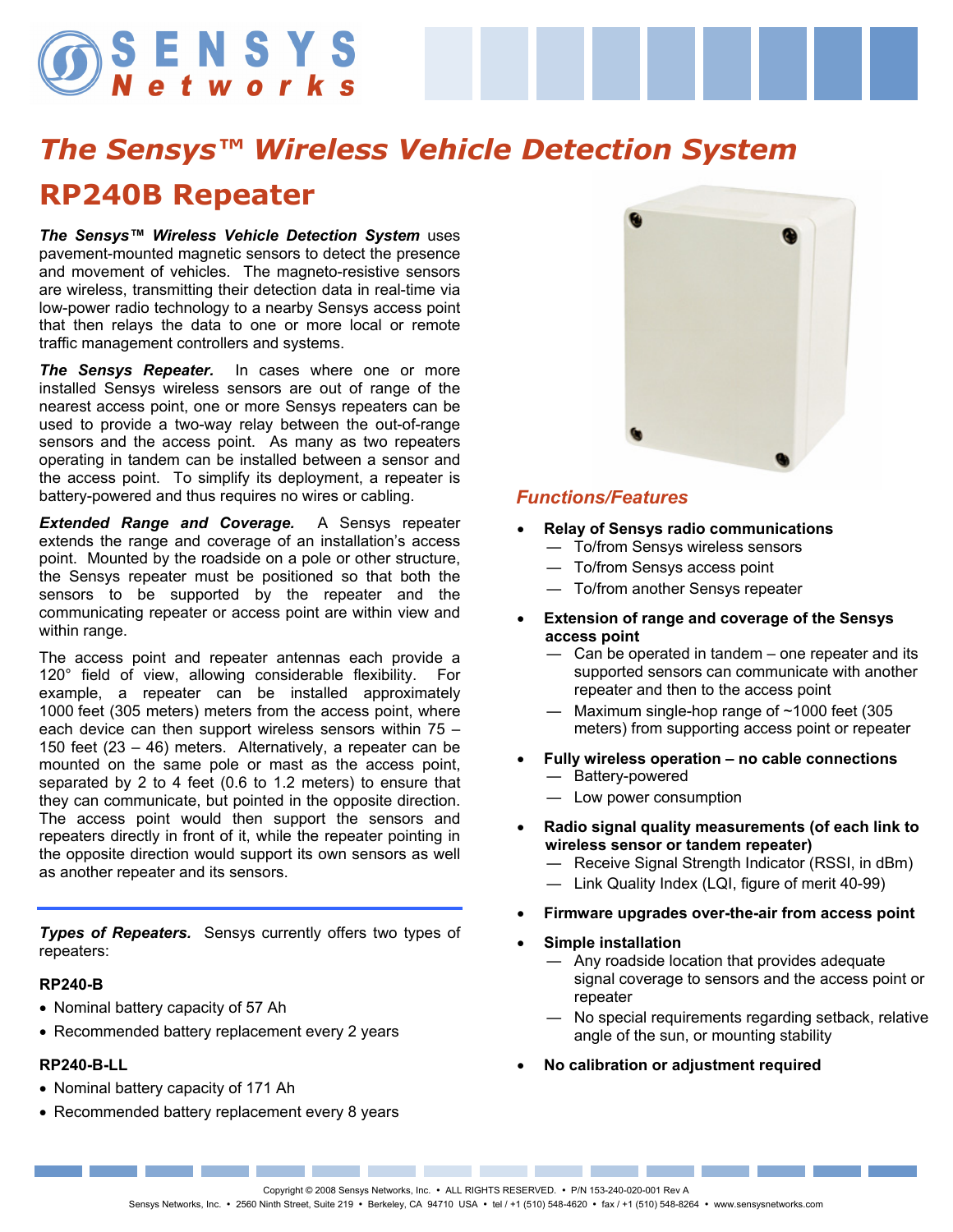# The Sensys™ Wireless Vehicle Detection System

## RP240B Repeater

***The Sensys™ Wireless Vehicle Detection System*** uses pavement-mounted magnetic sensors to detect the presence and movement of vehicles. The magneto-resistive sensors are wireless, transmitting their detection data in real-time via low-power radio technology to a nearby Sensys access point that then relays the data to one or more local or remote traffic management controllers and systems.

***The Sensys Repeater.*** In cases where one or more installed Sensys wireless sensors are out of range of the nearest access point, one or more Sensys repeaters can be used to provide a two-way relay between the out-of-range sensors and the access point. As many as two repeaters operating in tandem can be installed between a sensor and the access point. To simplify its deployment, a repeater is battery-powered and thus requires no wires or cabling.

***Extended Range and Coverage.*** A Sensys repeater extends the range and coverage of an installation's access point. Mounted by the roadside on a pole or other structure, the Sensys repeater must be positioned so that both the sensors to be supported by the repeater and the communicating repeater or access point are within view and within range.

The access point and repeater antennas each provide a 120° field of view, allowing considerable flexibility. For example, a repeater can be installed approximately 1000 feet (305 meters) meters from the access point, where each device can then support wireless sensors within 75 – 150 feet (23 – 46) meters. Alternatively, a repeater can be mounted on the same pole or mast as the access point, separated by 2 to 4 feet (0.6 to 1.2 meters) to ensure that they can communicate, but pointed in the opposite direction. The access point would then support the sensors and repeaters directly in front of it, while the repeater pointing in the opposite direction would support its own sensors as well as another repeater and its sensors.

***Types of Repeaters.*** Sensys currently offers two types of repeaters:

**RP240-B**

- Nominal battery capacity of 57 Ah
- Recommended battery replacement every 2 years

**RP240-B-LL**

- Nominal battery capacity of 171 Ah
- Recommended battery replacement every 8 years

### *Functions/Features*

- **Relay of Sensys radio communications**
  - — To/from Sensys wireless sensors
  - — To/from Sensys access point
  - — To/from another Sensys repeater
- **Extension of range and coverage of the Sensys access point**
  - — Can be operated in tandem – one repeater and its supported sensors can communicate with another repeater and then to the access point
  - — Maximum single-hop range of ~1000 feet (305 meters) from supporting access point or repeater
- **Fully wireless operation – no cable connections**
  - — Battery-powered
  - — Low power consumption
- **Radio signal quality measurements (of each link to wireless sensor or tandem repeater)**
  - — Receive Signal Strength Indicator (RSSI, in dBm)
  - — Link Quality Index (LQI, figure of merit 40-99)
- **Firmware upgrades over-the-air from access point**
- **Simple installation**
  - — Any roadside location that provides adequate signal coverage to sensors and the access point or repeater
  - — No special requirements regarding setback, relative angle of the sun, or mounting stability
- **No calibration or adjustment required**

Copyright © 2008 Sensys Networks, Inc. • ALL RIGHTS RESERVED. • P/N 153-240-020-001 Rev A
Sensys Networks, Inc. • 2560 Ninth Street, Suite 219 • Berkeley, CA 94710 USA • tel / +1 (510) 548-4620 • fax / +1 (510) 548-8264 • www.sensysnetworks.com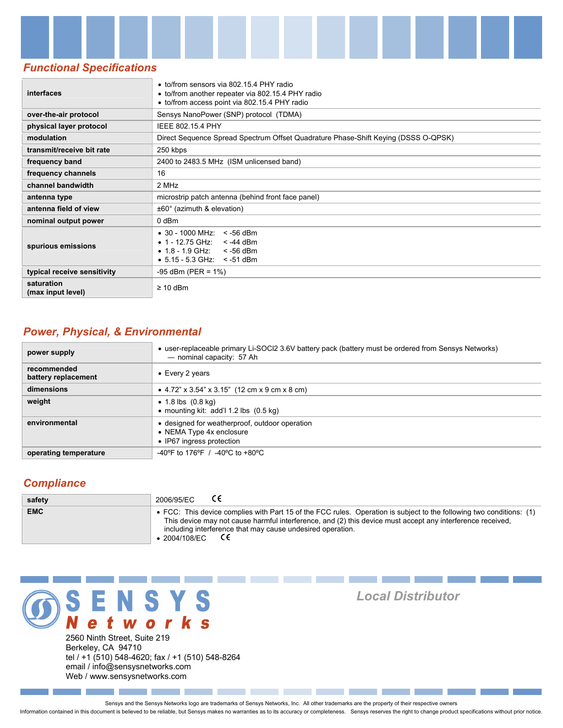## Functional Specifications

| | |
|---|---|
| **interfaces** | • to/from sensors via 802.15.4 PHY radio<br>• to/from another repeater via 802.15.4 PHY radio<br>• to/from access point via 802.15.4 PHY radio |
| **over-the-air protocol** | Sensys NanoPower (SNP) protocol (TDMA) |
| **physical layer protocol** | IEEE 802.15.4 PHY |
| **modulation** | Direct Sequence Spread Spectrum Offset Quadrature Phase-Shift Keying (DSSS O-QPSK) |
| **transmit/receive bit rate** | 250 kbps |
| **frequency band** | 2400 to 2483.5 MHz (ISM unlicensed band) |
| **frequency channels** | 16 |
| **channel bandwidth** | 2 MHz |
| **antenna type** | microstrip patch antenna (behind front face panel) |
| **antenna field of view** | ±60° (azimuth & elevation) |
| **nominal output power** | 0 dBm |
| **spurious emissions** | • 30 - 1000 MHz: < -56 dBm<br>• 1 - 12.75 GHz: < -44 dBm<br>• 1.8 - 1.9 GHz: < -56 dBm<br>• 5.15 - 5.3 GHz: < -51 dBm |
| **typical receive sensitivity** | -95 dBm (PER = 1%) |
| **saturation (max input level)** | ≥ 10 dBm |

## Power, Physical, & Environmental

| | |
|---|---|
| **power supply** | • user-replaceable primary Li-SOCl2 3.6V battery pack (battery must be ordered from Sensys Networks) — nominal capacity: 57 Ah |
| **recommended battery replacement** | • Every 2 years |
| **dimensions** | • 4.72" x 3.54" x 3.15" (12 cm x 9 cm x 8 cm) |
| **weight** | • 1.8 lbs (0.8 kg)<br>• mounting kit: add'l 1.2 lbs (0.5 kg) |
| **environmental** | • designed for weatherproof, outdoor operation<br>• NEMA Type 4x enclosure<br>• IP67 ingress protection |
| **operating temperature** | -40ºF to 176ºF / -40ºC to +80ºC |

## Compliance

| | |
|---|---|
| **safety** | 2006/95/EC CE |
| **EMC** | • FCC: This device complies with Part 15 of the FCC rules. Operation is subject to the following two conditions: (1) This device may not cause harmful interference, and (2) this device must accept any interference received, including interference that may cause undesired operation.<br>• 2004/108/EC CE |

**SENSYS Networks**

2560 Ninth Street, Suite 219
Berkeley, CA 94710
tel / +1 (510) 548-4620; fax / +1 (510) 548-8264
email / info@sensysnetworks.com
Web / www.sensysnetworks.com

*Local Distributor*

Sensys and the Sensys Networks logo are trademarks of Sensys Networks, Inc. All other trademarks are the property of their respective owners

Information contained in this document is believed to be reliable, but Sensys makes no warranties as to its accuracy or completeness. Sensys reserves the right to change product specifications without prior notice.